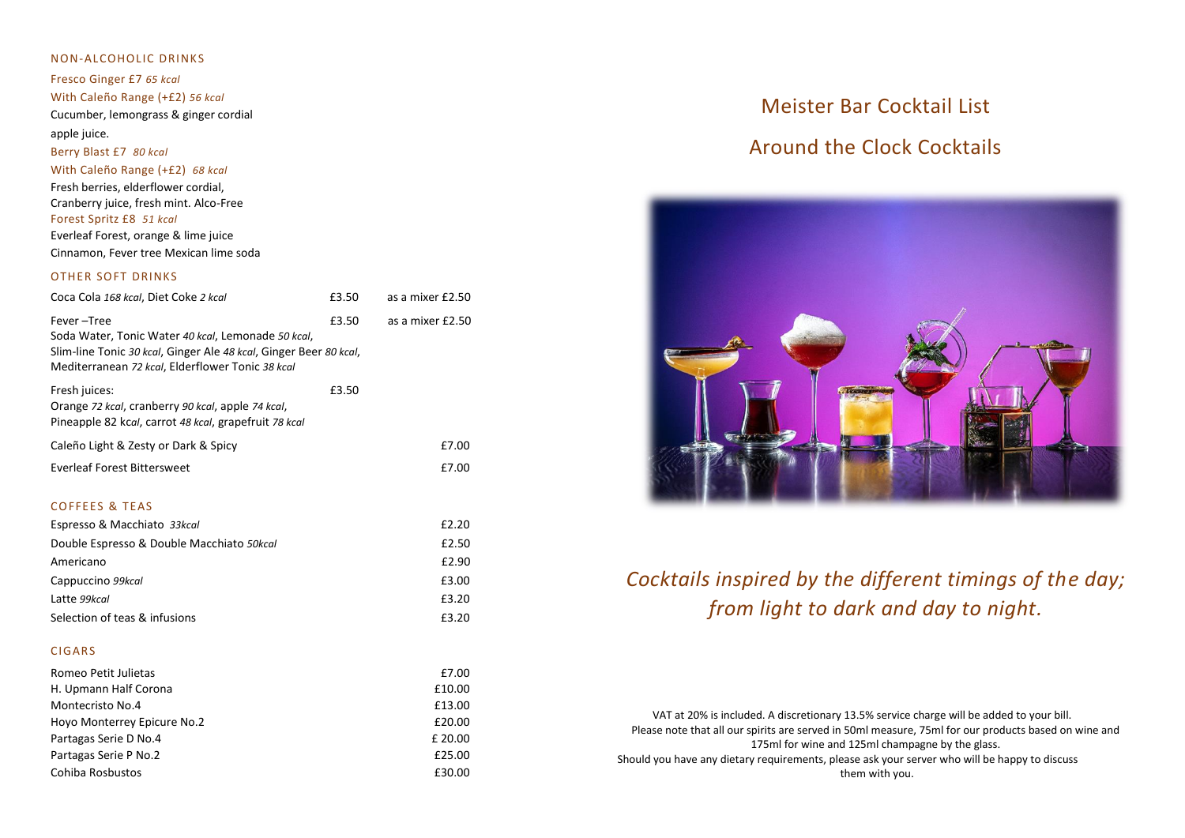## NON-ALCOHOLIC DRINKS

Fresco Ginger £7 *65 kcal*

With Caleño Range (+£2) *56 kcal*

Cucumber, lemongrass & ginger cordial

apple juice.

Berry Blast £7 *80 kcal*

With Caleño Range (+£2) *68 kcal*

Fresh berries, elderflower cordial,
Cranberry juice, fresh mint. Alco-Free

Forest Spritz £8 *51 kcal*

Everleaf Forest, orange & lime juice
Cinnamon, Fever tree Mexican lime soda

## OTHER SOFT DRINKS

| | | |
|---|---|---|
| Coca Cola *168 kcal*, Diet Coke *2 kcal* | £3.50 | as a mixer £2.50 |
| Fever –Tree<br>Soda Water, Tonic Water *40 kcal*, Lemonade *50 kcal*,<br>Slim-line Tonic *30 kcal*, Ginger Ale *48 kcal*, Ginger Beer *80 kcal*,<br>Mediterranean *72 kcal*, Elderflower Tonic *38 kcal* | £3.50 | as a mixer £2.50 |
| Fresh juices:<br>Orange *72 kcal*, cranberry *90 kcal*, apple *74 kcal*,<br>Pineapple 82 k*cal*, carrot *48 kcal*, grapefruit *78 kcal* | £3.50 | |
| Caleño Light & Zesty or Dark & Spicy | | £7.00 |
| Everleaf Forest Bittersweet | | £7.00 |

## COFFEES & TEAS

| | |
|---|---|
| Espresso & Macchiato *33kcal* | £2.20 |
| Double Espresso & Double Macchiato *50kcal* | £2.50 |
| Americano | £2.90 |
| Cappuccino *99kcal* | £3.00 |
| Latte *99kcal* | £3.20 |
| Selection of teas & infusions | £3.20 |

## CIGARS

| | |
|---|---|
| Romeo Petit Julietas | £7.00 |
| H. Upmann Half Corona | £10.00 |
| Montecristo No.4 | £13.00 |
| Hoyo Monterrey Epicure No.2 | £20.00 |
| Partagas Serie D No.4 | £ 20.00 |
| Partagas Serie P No.2 | £25.00 |
| Cohiba Rosbustos | £30.00 |

# Meister Bar Cocktail List

## Around the Clock Cocktails

*Cocktails inspired by the different timings of the day; from light to dark and day to night.*

VAT at 20% is included. A discretionary 13.5% service charge will be added to your bill.
Please note that all our spirits are served in 50ml measure, 75ml for our products based on wine and 175ml for wine and 125ml champagne by the glass.
Should you have any dietary requirements, please ask your server who will be happy to discuss them with you.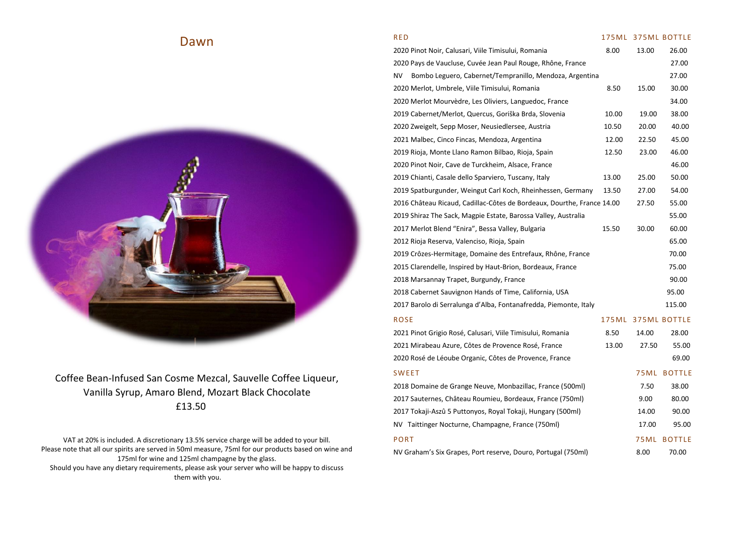## Dawn

Coffee Bean-Infused San Cosme Mezcal, Sauvelle Coffee Liqueur, Vanilla Syrup, Amaro Blend, Mozart Black Chocolate
£13.50

VAT at 20% is included. A discretionary 13.5% service charge will be added to your bill.
Please note that all our spirits are served in 50ml measure, 75ml for our products based on wine and 175ml for wine and 125ml champagne by the glass.
Should you have any dietary requirements, please ask your server who will be happy to discuss them with you.

| RED | 175ML | 375ML | BOTTLE |
|---|---|---|---|
| 2020 Pinot Noir, Calusari, Viile Timisului, Romania | 8.00 | 13.00 | 26.00 |
| 2020 Pays de Vaucluse, Cuvée Jean Paul Rouge, Rhône, France | | | 27.00 |
| NV Bombo Leguero, Cabernet/Tempranillo, Mendoza, Argentina | | | 27.00 |
| 2020 Merlot, Umbrele, Viile Timisului, Romania | 8.50 | 15.00 | 30.00 |
| 2020 Merlot Mourvèdre, Les Oliviers, Languedoc, France | | | 34.00 |
| 2019 Cabernet/Merlot, Quercus, Goriška Brda, Slovenia | 10.00 | 19.00 | 38.00 |
| 2020 Zweigelt, Sepp Moser, Neusiedlersee, Austria | 10.50 | 20.00 | 40.00 |
| 2021 Malbec, Cinco Fincas, Mendoza, Argentina | 12.00 | 22.50 | 45.00 |
| 2019 Rioja, Monte Llano Ramon Bilbao, Rioja, Spain | 12.50 | 23.00 | 46.00 |
| 2020 Pinot Noir, Cave de Turckheim, Alsace, France | | | 46.00 |
| 2019 Chianti, Casale dello Sparviero, Tuscany, Italy | 13.00 | 25.00 | 50.00 |
| 2019 Spatburgunder, Weingut Carl Koch, Rheinhessen, Germany | 13.50 | 27.00 | 54.00 |
| 2016 Château Ricaud, Cadillac-Côtes de Bordeaux, Dourthe, France | 14.00 | 27.50 | 55.00 |
| 2019 Shiraz The Sack, Magpie Estate, Barossa Valley, Australia | | | 55.00 |
| 2017 Merlot Blend "Enira", Bessa Valley, Bulgaria | 15.50 | 30.00 | 60.00 |
| 2012 Rioja Reserva, Valenciso, Rioja, Spain | | | 65.00 |
| 2019 Crôzes-Hermitage, Domaine des Entrefaux, Rhône, France | | | 70.00 |
| 2015 Clarendelle, Inspired by Haut-Brion, Bordeaux, France | | | 75.00 |
| 2018 Marsannay Trapet, Burgundy, France | | | 90.00 |
| 2018 Cabernet Sauvignon Hands of Time, California, USA | | | 95.00 |
| 2017 Barolo di Serralunga d'Alba, Fontanafredda, Piemonte, Italy | | | 115.00 |

| ROSE | 175ML | 375ML | BOTTLE |
|---|---|---|---|
| 2021 Pinot Grigio Rosé, Calusari, Viile Timisului, Romania | 8.50 | 14.00 | 28.00 |
| 2021 Mirabeau Azure, Côtes de Provence Rosé, France | 13.00 | 27.50 | 55.00 |
| 2020 Rosé de Léoube Organic, Côtes de Provence, France | | | 69.00 |

| SWEET | 75ML | BOTTLE |
|---|---|---|
| 2018 Domaine de Grange Neuve, Monbazillac, France (500ml) | 7.50 | 38.00 |
| 2017 Sauternes, Château Roumieu, Bordeaux, France (750ml) | 9.00 | 80.00 |
| 2017 Tokaji-Aszû 5 Puttonyos, Royal Tokaji, Hungary (500ml) | 14.00 | 90.00 |
| NV Taittinger Nocturne, Champagne, France (750ml) | 17.00 | 95.00 |

| PORT | 75ML | BOTTLE |
|---|---|---|
| NV Graham's Six Grapes, Port reserve, Douro, Portugal (750ml) | 8.00 | 70.00 |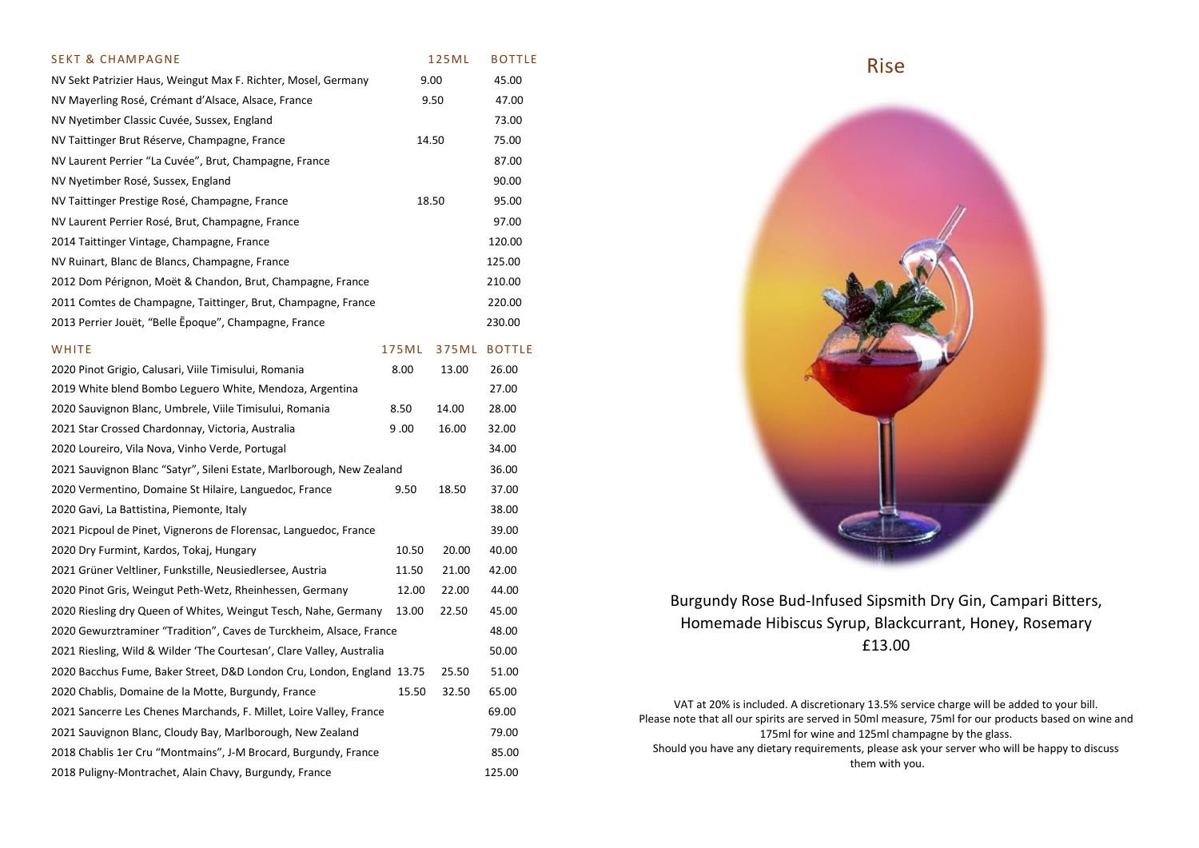| SEKT & CHAMPAGNE | 125ML | BOTTLE |
|---|---|---|
| NV Sekt Patrizier Haus, Weingut Max F. Richter, Mosel, Germany | 9.00 | 45.00 |
| NV Mayerling Rosé, Crémant d'Alsace, Alsace, France | 9.50 | 47.00 |
| NV Nyetimber Classic Cuvée, Sussex, England | | 73.00 |
| NV Taittinger Brut Réserve, Champagne, France | 14.50 | 75.00 |
| NV Laurent Perrier "La Cuvée", Brut, Champagne, France | | 87.00 |
| NV Nyetimber Rosé, Sussex, England | | 90.00 |
| NV Taittinger Prestige Rosé, Champagne, France | 18.50 | 95.00 |
| NV Laurent Perrier Rosé, Brut, Champagne, France | | 97.00 |
| 2014 Taittinger Vintage, Champagne, France | | 120.00 |
| NV Ruinart, Blanc de Blancs, Champagne, France | | 125.00 |
| 2012 Dom Pérignon, Moët & Chandon, Brut, Champagne, France | | 210.00 |
| 2011 Comtes de Champagne, Taittinger, Brut, Champagne, France | | 220.00 |
| 2013 Perrier Jouët, "Belle Ēpoque", Champagne, France | | 230.00 |

| WHITE | 175ML | 375ML | BOTTLE |
|---|---|---|---|
| 2020 Pinot Grigio, Calusari, Viile Timisului, Romania | 8.00 | 13.00 | 26.00 |
| 2019 White blend Bombo Leguero White, Mendoza, Argentina | | | 27.00 |
| 2020 Sauvignon Blanc, Umbrele, Viile Timisului, Romania | 8.50 | 14.00 | 28.00 |
| 2021 Star Crossed Chardonnay, Victoria, Australia | 9 .00 | 16.00 | 32.00 |
| 2020 Loureiro, Vila Nova, Vinho Verde, Portugal | | | 34.00 |
| 2021 Sauvignon Blanc "Satyr", Sileni Estate, Marlborough, New Zealand | | | 36.00 |
| 2020 Vermentino, Domaine St Hilaire, Languedoc, France | 9.50 | 18.50 | 37.00 |
| 2020 Gavi, La Battistina, Piemonte, Italy | | | 38.00 |
| 2021 Picpoul de Pinet, Vignerons de Florensac, Languedoc, France | | | 39.00 |
| 2020 Dry Furmint, Kardos, Tokaj, Hungary | 10.50 | 20.00 | 40.00 |
| 2021 Grüner Veltliner, Funkstille, Neusiedlersee, Austria | 11.50 | 21.00 | 42.00 |
| 2020 Pinot Gris, Weingut Peth-Wetz, Rheinhessen, Germany | 12.00 | 22.00 | 44.00 |
| 2020 Riesling dry Queen of Whites, Weingut Tesch, Nahe, Germany | 13.00 | 22.50 | 45.00 |
| 2020 Gewurztraminer "Tradition", Caves de Turckheim, Alsace, France | | | 48.00 |
| 2021 Riesling, Wild & Wilder 'The Courtesan', Clare Valley, Australia | | | 50.00 |
| 2020 Bacchus Fume, Baker Street, D&D London Cru, London, England | 13.75 | 25.50 | 51.00 |
| 2020 Chablis, Domaine de la Motte, Burgundy, France | 15.50 | 32.50 | 65.00 |
| 2021 Sancerre Les Chenes Marchands, F. Millet, Loire Valley, France | | | 69.00 |
| 2021 Sauvignon Blanc, Cloudy Bay, Marlborough, New Zealand | | | 79.00 |
| 2018 Chablis 1er Cru "Montmains", J-M Brocard, Burgundy, France | | | 85.00 |
| 2018 Puligny-Montrachet, Alain Chavy, Burgundy, France | | | 125.00 |

## Rise

Burgundy Rose Bud-Infused Sipsmith Dry Gin, Campari Bitters, Homemade Hibiscus Syrup, Blackcurrant, Honey, Rosemary
£13.00

VAT at 20% is included. A discretionary 13.5% service charge will be added to your bill.
Please note that all our spirits are served in 50ml measure, 75ml for our products based on wine and 175ml for wine and 125ml champagne by the glass.
Should you have any dietary requirements, please ask your server who will be happy to discuss them with you.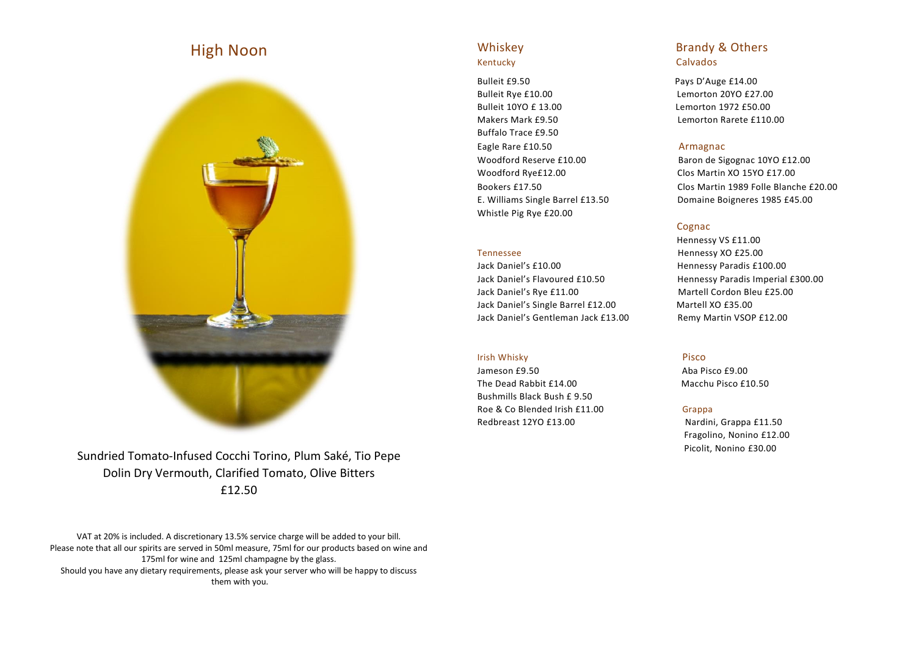## High Noon

Sundried Tomato-Infused Cocchi Torino, Plum Saké, Tio Pepe
Dolin Dry Vermouth, Clarified Tomato, Olive Bitters
£12.50

VAT at 20% is included. A discretionary 13.5% service charge will be added to your bill.
Please note that all our spirits are served in 50ml measure, 75ml for our products based on wine and 175ml for wine and 125ml champagne by the glass.
Should you have any dietary requirements, please ask your server who will be happy to discuss them with you.

## Whiskey

### Kentucky

Bulleit £9.50
Bulleit Rye £10.00
Bulleit 10YO £ 13.00
Makers Mark £9.50
Buffalo Trace £9.50
Eagle Rare £10.50
Woodford Reserve £10.00
Woodford Rye£12.00
Bookers £17.50
E. Williams Single Barrel £13.50
Whistle Pig Rye £20.00

### Tennessee

Jack Daniel's £10.00
Jack Daniel's Flavoured £10.50
Jack Daniel's Rye £11.00
Jack Daniel's Single Barrel £12.00
Jack Daniel's Gentleman Jack £13.00

### Irish Whisky

Jameson £9.50
The Dead Rabbit £14.00
Bushmills Black Bush £ 9.50
Roe & Co Blended Irish £11.00
Redbreast 12YO £13.00

## Brandy & Others

### Calvados

Pays D'Auge £14.00
Lemorton 20YO £27.00
Lemorton 1972 £50.00
Lemorton Rarete £110.00

### Armagnac

Baron de Sigognac 10YO £12.00
Clos Martin XO 15YO £17.00
Clos Martin 1989 Folle Blanche £20.00
Domaine Boigneres 1985 £45.00

### Cognac

Hennessy VS £11.00
Hennessy XO £25.00
Hennessy Paradis £100.00
Hennessy Paradis Imperial £300.00
Martell Cordon Bleu £25.00
Martell XO £35.00
Remy Martin VSOP £12.00

### Pisco

Aba Pisco £9.00
Macchu Pisco £10.50

### Grappa

Nardini, Grappa £11.50
Fragolino, Nonino £12.00
Picolit, Nonino £30.00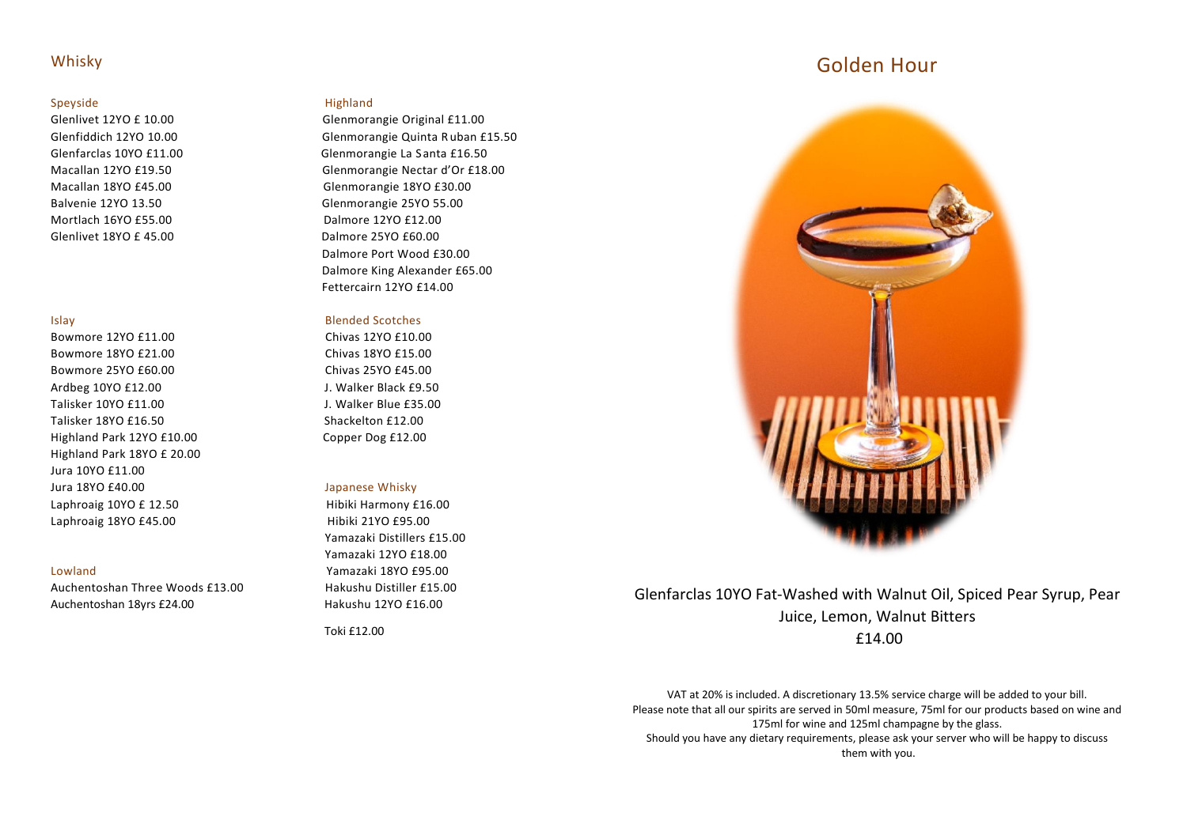# Whisky

### Speyside

Glenlivet 12YO £ 10.00
Glenfiddich 12YO 10.00
Glenfarclas 10YO £11.00
Macallan 12YO £19.50
Macallan 18YO £45.00
Balvenie 12YO 13.50
Mortlach 16YO £55.00
Glenlivet 18YO £ 45.00

### Islay

Bowmore 12YO £11.00
Bowmore 18YO £21.00
Bowmore 25YO £60.00
Ardbeg 10YO £12.00
Talisker 10YO £11.00
Talisker 18YO £16.50
Highland Park 12YO £10.00
Highland Park 18YO £ 20.00
Jura 10YO £11.00
Jura 18YO £40.00
Laphroaig 10YO £ 12.50
Laphroaig 18YO £45.00

### Lowland

Auchentoshan Three Woods £13.00
Auchentoshan 18yrs £24.00

### Highland

Glenmorangie Original £11.00
Glenmorangie Quinta Ruban £15.50
Glenmorangie La Santa £16.50
Glenmorangie Nectar d'Or £18.00
Glenmorangie 18YO £30.00
Glenmorangie 25YO 55.00
Dalmore 12YO £12.00
Dalmore 25YO £60.00
Dalmore Port Wood £30.00
Dalmore King Alexander £65.00
Fettercairn 12YO £14.00

### Blended Scotches

Chivas 12YO £10.00
Chivas 18YO £15.00
Chivas 25YO £45.00
J. Walker Black £9.50
J. Walker Blue £35.00
Shackelton £12.00
Copper Dog £12.00

### Japanese Whisky

Hibiki Harmony £16.00
Hibiki 21YO £95.00
Yamazaki Distillers £15.00
Yamazaki 12YO £18.00
Yamazaki 18YO £95.00
Hakushu Distiller £15.00
Hakushu 12YO £16.00

Toki £12.00

# Golden Hour

Glenfarclas 10YO Fat-Washed with Walnut Oil, Spiced Pear Syrup, Pear Juice, Lemon, Walnut Bitters
£14.00

VAT at 20% is included. A discretionary 13.5% service charge will be added to your bill.
Please note that all our spirits are served in 50ml measure, 75ml for our products based on wine and 175ml for wine and 125ml champagne by the glass.
Should you have any dietary requirements, please ask your server who will be happy to discuss them with you.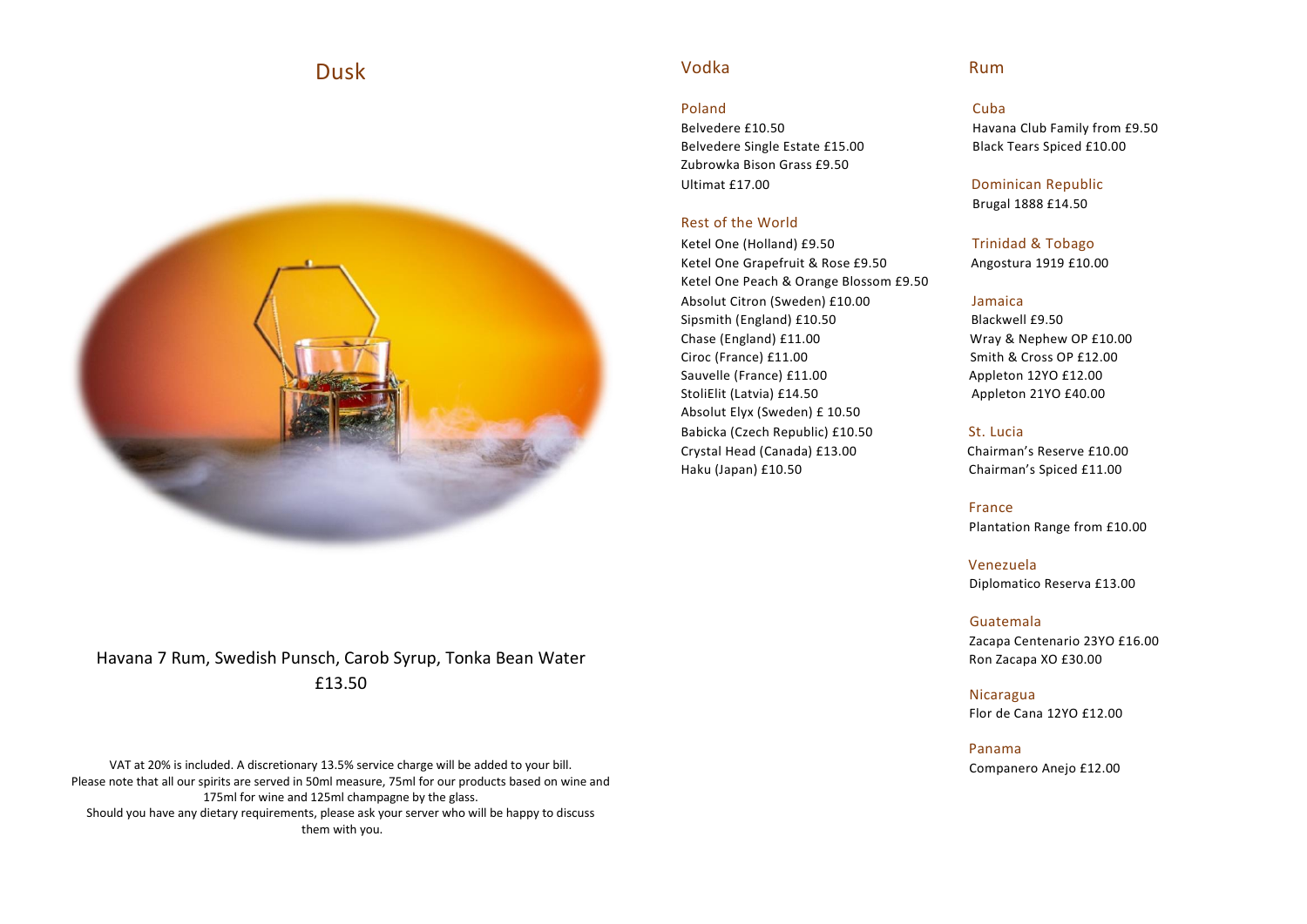# Dusk

Havana 7 Rum, Swedish Punsch, Carob Syrup, Tonka Bean Water
£13.50

VAT at 20% is included. A discretionary 13.5% service charge will be added to your bill.
Please note that all our spirits are served in 50ml measure, 75ml for our products based on wine and 175ml for wine and 125ml champagne by the glass.
Should you have any dietary requirements, please ask your server who will be happy to discuss them with you.

## Vodka

### Poland

Belvedere £10.50
Belvedere Single Estate £15.00
Zubrowka Bison Grass £9.50
Ultimat £17.00

### Rest of the World

Ketel One (Holland) £9.50
Ketel One Grapefruit & Rose £9.50
Ketel One Peach & Orange Blossom £9.50
Absolut Citron (Sweden) £10.00
Sipsmith (England) £10.50
Chase (England) £11.00
Ciroc (France) £11.00
Sauvelle (France) £11.00
StoliElit (Latvia) £14.50
Absolut Elyx (Sweden) £ 10.50
Babicka (Czech Republic) £10.50
Crystal Head (Canada) £13.00
Haku (Japan) £10.50

## Rum

### Cuba

Havana Club Family from £9.50
Black Tears Spiced £10.00

### Dominican Republic

Brugal 1888 £14.50

### Trinidad & Tobago

Angostura 1919 £10.00

### Jamaica

Blackwell £9.50
Wray & Nephew OP £10.00
Smith & Cross OP £12.00
Appleton 12YO £12.00
Appleton 21YO £40.00

### St. Lucia

Chairman's Reserve £10.00
Chairman's Spiced £11.00

### France

Plantation Range from £10.00

### Venezuela

Diplomatico Reserva £13.00

### Guatemala

Zacapa Centenario 23YO £16.00
Ron Zacapa XO £30.00

### Nicaragua

Flor de Cana 12YO £12.00

### Panama

Companero Anejo £12.00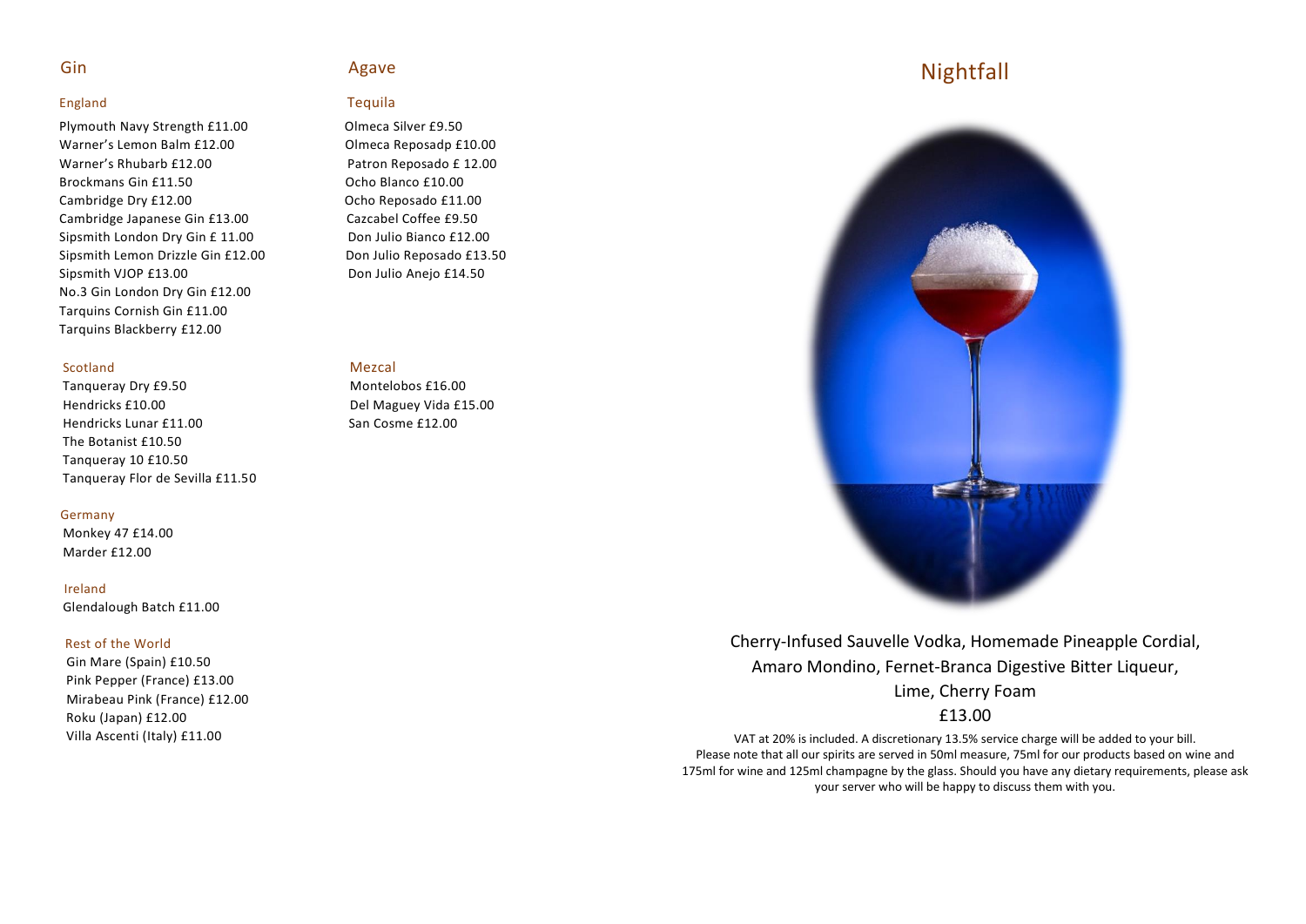## Gin

### England

Plymouth Navy Strength £11.00
Warner's Lemon Balm £12.00
Warner's Rhubarb £12.00
Brockmans Gin £11.50
Cambridge Dry £12.00
Cambridge Japanese Gin £13.00
Sipsmith London Dry Gin £ 11.00
Sipsmith Lemon Drizzle Gin £12.00
Sipsmith VJOP £13.00
No.3 Gin London Dry Gin £12.00
Tarquins Cornish Gin £11.00
Tarquins Blackberry £12.00

### Scotland

Tanqueray Dry £9.50
Hendricks £10.00
Hendricks Lunar £11.00
The Botanist £10.50
Tanqueray 10 £10.50
Tanqueray Flor de Sevilla £11.50

### Germany

Monkey 47 £14.00
Marder £12.00

### Ireland

Glendalough Batch £11.00

### Rest of the World

Gin Mare (Spain) £10.50
Pink Pepper (France) £13.00
Mirabeau Pink (France) £12.00
Roku (Japan) £12.00
Villa Ascenti (Italy) £11.00

## Agave

### Tequila

Olmeca Silver £9.50
Olmeca Reposadp £10.00
Patron Reposado £ 12.00
Ocho Blanco £10.00
Ocho Reposado £11.00
Cazcabel Coffee £9.50
Don Julio Bianco £12.00
Don Julio Reposado £13.50
Don Julio Anejo £14.50

### Mezcal

Montelobos £16.00
Del Maguey Vida £15.00
San Cosme £12.00

## Nightfall

Cherry-Infused Sauvelle Vodka, Homemade Pineapple Cordial, Amaro Mondino, Fernet-Branca Digestive Bitter Liqueur, Lime, Cherry Foam

£13.00

VAT at 20% is included. A discretionary 13.5% service charge will be added to your bill. Please note that all our spirits are served in 50ml measure, 75ml for our products based on wine and 175ml for wine and 125ml champagne by the glass. Should you have any dietary requirements, please ask your server who will be happy to discuss them with you.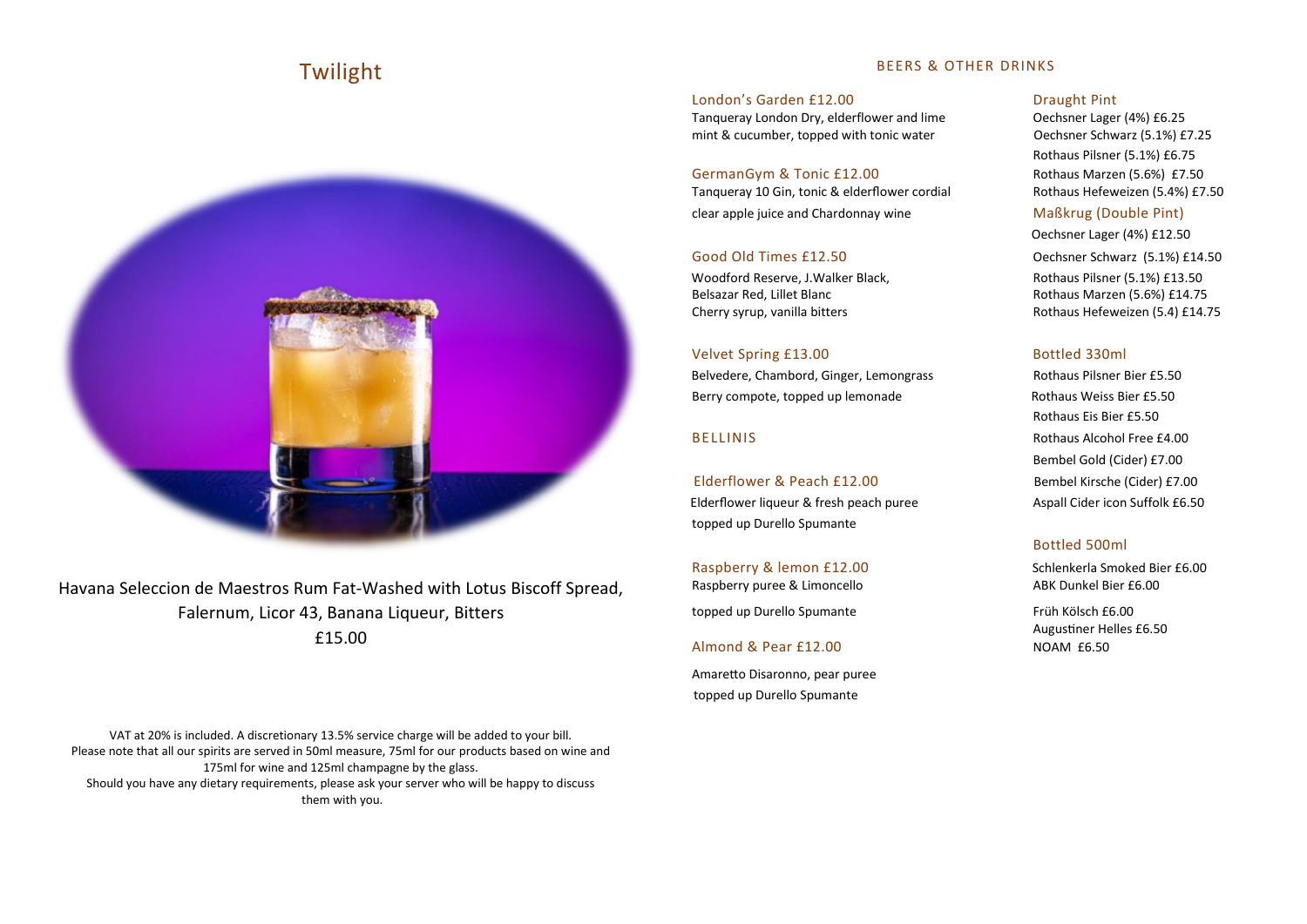# Twilight

Havana Seleccion de Maestros Rum Fat-Washed with Lotus Biscoff Spread, Falernum, Licor 43, Banana Liqueur, Bitters
£15.00

VAT at 20% is included. A discretionary 13.5% service charge will be added to your bill.
Please note that all our spirits are served in 50ml measure, 75ml for our products based on wine and 175ml for wine and 125ml champagne by the glass.
Should you have any dietary requirements, please ask your server who will be happy to discuss them with you.

## BEERS & OTHER DRINKS

### London's Garden £12.00
Tanqueray London Dry, elderflower and lime
mint & cucumber, topped with tonic water

### GermanGym & Tonic £12.00
Tanqueray 10 Gin, tonic & elderflower cordial
clear apple juice and Chardonnay wine

### Good Old Times £12.50
Woodford Reserve, J.Walker Black,
Belsazar Red, Lillet Blanc
Cherry syrup, vanilla bitters

### Velvet Spring £13.00
Belvedere, Chambord, Ginger, Lemongrass
Berry compote, topped up lemonade

## BELLINIS

### Elderflower & Peach £12.00
Elderflower liqueur & fresh peach puree
topped up Durello Spumante

### Raspberry & lemon £12.00
Raspberry puree & Limoncello
topped up Durello Spumante

### Almond & Pear £12.00
Amaretto Disaronno, pear puree
topped up Durello Spumante

### Draught Pint
Oechsner Lager (4%) £6.25
Oechsner Schwarz (5.1%) £7.25
Rothaus Pilsner (5.1%) £6.75
Rothaus Marzen (5.6%) £7.50
Rothaus Hefeweizen (5.4%) £7.50

### Maßkrug (Double Pint)
Oechsner Lager (4%) £12.50
Oechsner Schwarz (5.1%) £14.50
Rothaus Pilsner (5.1%) £13.50
Rothaus Marzen (5.6%) £14.75
Rothaus Hefeweizen (5.4) £14.75

### Bottled 330ml
Rothaus Pilsner Bier £5.50
Rothaus Weiss Bier £5.50
Rothaus Eis Bier £5.50
Rothaus Alcohol Free £4.00
Bembel Gold (Cider) £7.00
Bembel Kirsche (Cider) £7.00
Aspall Cider icon Suffolk £6.50

### Bottled 500ml
Schlenkerla Smoked Bier £6.00
ABK Dunkel Bier £6.00
Früh Kölsch £6.00
Augustiner Helles £6.50
NOAM £6.50